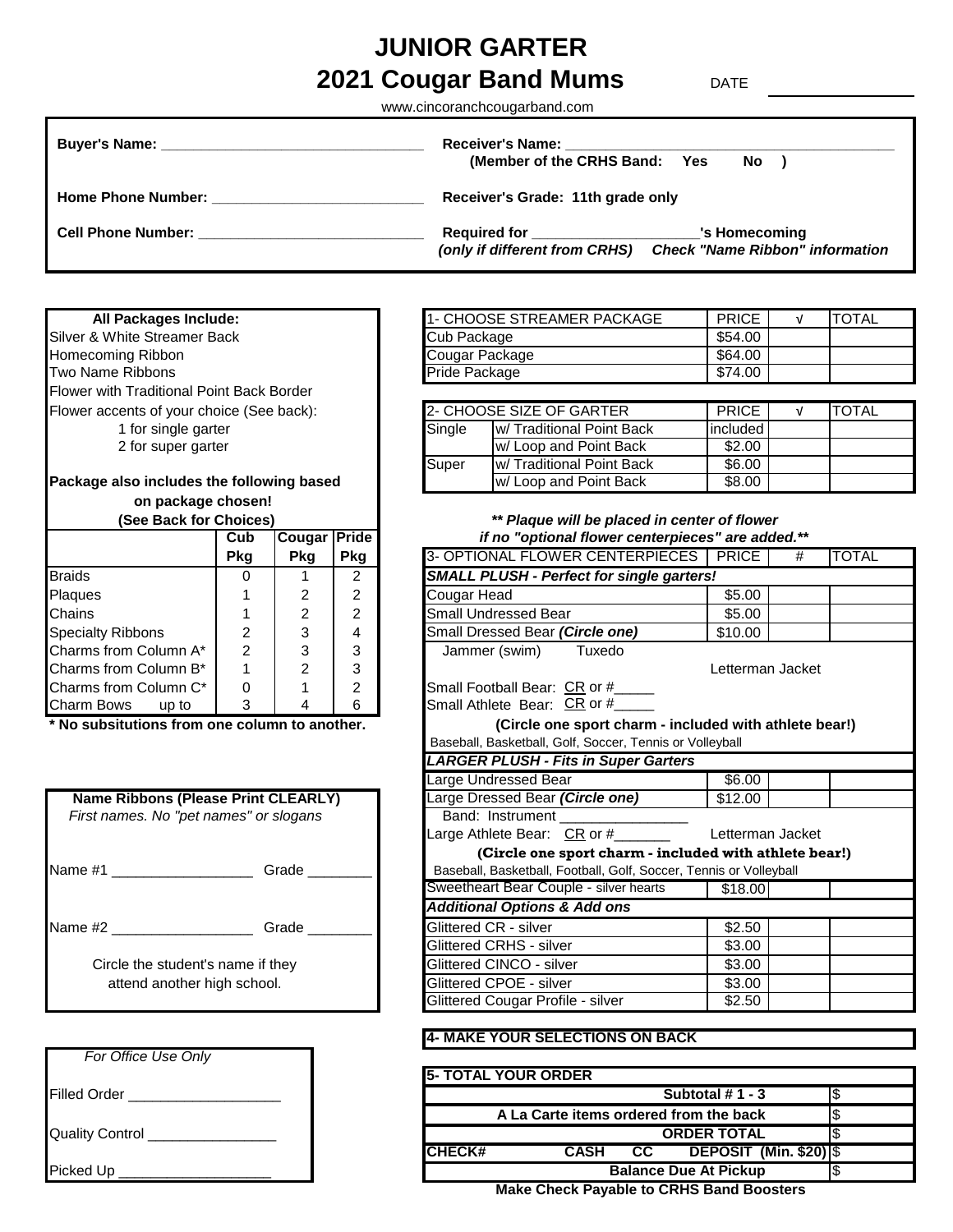# JUNIOR GARTER

## 2021 Cougar Band Mums

DATE ____________

www.cincoranchcougarband.com

**Buyer's Name:** ______________________________

**Home Phone Number:** ________________________

**Cell Phone Number:** __________________________

**Receiver's Name:** ________________________________________
**(Member of the CRHS Band: Yes No )**

**Receiver's Grade: 11th grade only**

**Required for** ____________________**'s Homecoming**
***(only if different from CRHS) Check "Name Ribbon" information***

| **All Packages Include:** | | | |
|---|---|---|---|
| Silver & White Streamer Back | | | |
| Homecoming Ribbon | | | |
| Two Name Ribbons | | | |
| Flower with Traditional Point Back Border | | | |
| Flower accents of your choice (See back): | | | |
| 1 for single garter | | | |
| 2 for super garter | | | |
| **Package also includes the following based on package chosen! (See Back for Choices)** | | | |
| | **Cub Pkg** | **Cougar Pkg** | **Pride Pkg** |
| Braids | 0 | 1 | 2 |
| Plaques | 1 | 2 | 2 |
| Chains | 1 | 2 | 2 |
| Specialty Ribbons | 2 | 3 | 4 |
| Charms from Column A* | 2 | 3 | 3 |
| Charms from Column B* | 1 | 2 | 3 |
| Charms from Column C* | 0 | 1 | 2 |
| Charm Bows up to | 3 | 4 | 6 |

**\* No subsitutions from one column to another.**

| 1- CHOOSE STREAMER PACKAGE | PRICE | √ | TOTAL |
|---|---|---|---|
| Cub Package | $54.00 | | |
| Cougar Package | $64.00 | | |
| Pride Package | $74.00 | | |

| 2- CHOOSE SIZE OF GARTER | | PRICE | √ | TOTAL |
|---|---|---|---|---|
| Single | w/ Traditional Point Back | included | | |
| | w/ Loop and Point Back | $2.00 | | |
| Super | w/ Traditional Point Back | $6.00 | | |
| | w/ Loop and Point Back | $8.00 | | |

***\*\* Plaque will be placed in center of flower if no "optional flower centerpieces" are added.\*\****

| 3- OPTIONAL FLOWER CENTERPIECES | PRICE | # | TOTAL |
|---|---|---|---|
| ***SMALL PLUSH - Perfect for single garters!*** | | | |
| Cougar Head | $5.00 | | |
| Small Undressed Bear | $5.00 | | |
| Small Dressed Bear ***(Circle one)*** | $10.00 | | |
| Jammer (swim) Tuxedo Letterman Jacket | | | |
| Small Football Bear: CR or #_____ | | | |
| Small Athlete Bear: CR or #_____ | | | |
| **(Circle one sport charm - included with athlete bear!)** Baseball, Basketball, Golf, Soccer, Tennis or Volleyball | | | |
| ***LARGER PLUSH - Fits in Super Garters*** | | | |
| Large Undressed Bear | $6.00 | | |
| Large Dressed Bear ***(Circle one)*** | $12.00 | | |
| Band: Instrument ________________ | | | |
| Large Athlete Bear: CR or #_______ Letterman Jacket | | | |
| **(Circle one sport charm - included with athlete bear!)** Baseball, Basketball, Football, Golf, Soccer, Tennis or Volleyball | | | |
| Sweetheart Bear Couple - silver hearts | $18.00 | | |
| ***Additional Options & Add ons*** | | | |
| Glittered CR - silver | $2.50 | | |
| Glittered CRHS - silver | $3.00 | | |
| Glittered CINCO - silver | $3.00 | | |
| Glittered CPOE - silver | $3.00 | | |
| Glittered Cougar Profile - silver | $2.50 | | |

**Name Ribbons (Please Print CLEARLY)**
*First names. No "pet names" or slogans*

Name #1 __________________ Grade ________

Name #2 __________________ Grade ________

Circle the student's name if they attend another high school.

**4- MAKE YOUR SELECTIONS ON BACK**

| **5- TOTAL YOUR ORDER** | |
|---|---|
| **Subtotal # 1 - 3** | $ |
| **A La Carte items ordered from the back** | $ |
| **ORDER TOTAL** | $ |
| **CHECK# CASH CC DEPOSIT (Min. $20)** | $ |
| **Balance Due At Pickup** | $ |

**Make Check Payable to CRHS Band Boosters**

*For Office Use Only*

Filled Order ___________________

Quality Control ________________

Picked Up ___________________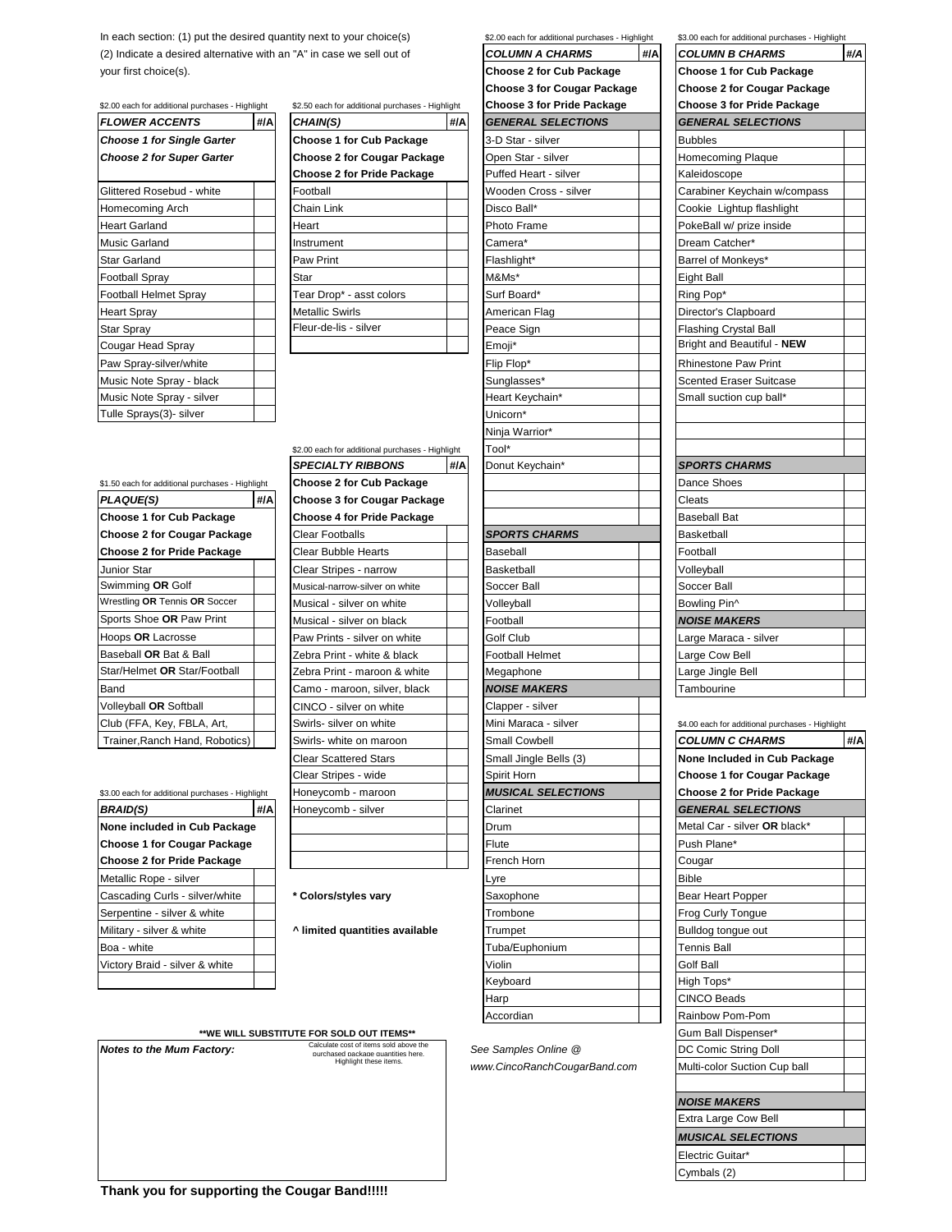In each section: (1) put the desired quantity next to your choice(s)
(2) Indicate a desired alternative with an "A" in case we sell out of your first choice(s).

$2.00 each for additional purchases - Highlight

| FLOWER ACCENTS | #/A |
|---|---|
| **Choose 1 for Single Garter** | |
| **Choose 2 for Super Garter** | |
| Glittered Rosebud - white | |
| Homecoming Arch | |
| Heart Garland | |
| Music Garland | |
| Star Garland | |
| Football Spray | |
| Football Helmet Spray | |
| Heart Spray | |
| Star Spray | |
| Cougar Head Spray | |
| Paw Spray-silver/white | |
| Music Note Spray - black | |
| Music Note Spray - silver | |
| Tulle Sprays(3)- silver | |

$2.50 each for additional purchases - Highlight

| CHAIN(S) | #/A |
|---|---|
| **Choose 1 for Cub Package** | |
| **Choose 2 for Cougar Package** | |
| **Choose 2 for Pride Package** | |
| Football | |
| Chain Link | |
| Heart | |
| Instrument | |
| Paw Print | |
| Star | |
| Tear Drop* - asst colors | |
| Metallic Swirls | |
| Fleur-de-lis - silver | |
| | |

$1.50 each for additional purchases - Highlight

| PLAQUE(S) | #/A |
|---|---|
| **Choose 1 for Cub Package** | |
| **Choose 2 for Cougar Package** | |
| **Choose 2 for Pride Package** | |
| Junior Star | |
| Swimming **OR** Golf | |
| Wrestling **OR** Tennis **OR** Soccer | |
| Sports Shoe **OR** Paw Print | |
| Hoops **OR** Lacrosse | |
| Baseball **OR** Bat & Ball | |
| Star/Helmet **OR** Star/Football | |
| Band | |
| Volleyball **OR** Softball | |
| Club (FFA, Key, FBLA, Art, Trainer,Ranch Hand, Robotics) | |

$2.00 each for additional purchases - Highlight

| SPECIALTY RIBBONS | #/A |
|---|---|
| **Choose 2 for Cub Package** | |
| **Choose 3 for Cougar Package** | |
| **Choose 4 for Pride Package** | |
| Clear Footballs | |
| Clear Bubble Hearts | |
| Clear Stripes - narrow | |
| Musical-narrow-silver on white | |
| Musical - silver on white | |
| Musical - silver on black | |
| Paw Prints - silver on white | |
| Zebra Print - white & black | |
| Zebra Print - maroon & white | |
| Camo - maroon, silver, black | |
| CINCO - silver on white | |
| Swirls- silver on white | |
| Swirls- white on maroon | |
| Clear Scattered Stars | |
| Clear Stripes - wide | |
| Honeycomb - maroon | |
| Honeycomb - silver | |
| | |
| | |
| | |

$3.00 each for additional purchases - Highlight

| BRAID(S) | #/A |
|---|---|
| **None included in Cub Package** | |
| **Choose 1 for Cougar Package** | |
| **Choose 2 for Pride Package** | |
| Metallic Rope - silver | |
| Cascading Curls - silver/white | |
| Serpentine - silver & white | |
| Military - silver & white | |
| Boa - white | |
| Victory Braid - silver & white | |
| | |

**\* Colors/styles vary**

**^ limited quantities available**

$2.00 each for additional purchases - Highlight

| COLUMN A CHARMS | #/A |
|---|---|
| **Choose 2 for Cub Package** | |
| **Choose 3 for Cougar Package** | |
| **Choose 3 for Pride Package** | |
| **GENERAL SELECTIONS** | |
| 3-D Star - silver | |
| Open Star - silver | |
| Puffed Heart - silver | |
| Wooden Cross - silver | |
| Disco Ball* | |
| Photo Frame | |
| Camera* | |
| Flashlight* | |
| M&Ms* | |
| Surf Board* | |
| American Flag | |
| Peace Sign | |
| Emoji* | |
| Flip Flop* | |
| Sunglasses* | |
| Heart Keychain* | |
| Unicorn* | |
| Ninja Warrior* | |
| Tool* | |
| Donut Keychain* | |
| | |
| | |
| | |
| **SPORTS CHARMS** | |
| Baseball | |
| Basketball | |
| Soccer Ball | |
| Volleyball | |
| Football | |
| Golf Club | |
| Football Helmet | |
| Megaphone | |
| **NOISE MAKERS** | |
| Clapper - silver | |
| Mini Maraca - silver | |
| Small Cowbell | |
| Small Jingle Bells (3) | |
| Spirit Horn | |
| **MUSICAL SELECTIONS** | |
| Clarinet | |
| Drum | |
| Flute | |
| French Horn | |
| Lyre | |
| Saxophone | |
| Trombone | |
| Trumpet | |
| Tuba/Euphonium | |
| Violin | |
| Keyboard | |
| Harp | |
| Accordian | |

$3.00 each for additional purchases - Highlight

| COLUMN B CHARMS | #/A |
|---|---|
| **Choose 1 for Cub Package** | |
| **Choose 2 for Cougar Package** | |
| **Choose 3 for Pride Package** | |
| **GENERAL SELECTIONS** | |
| Bubbles | |
| Homecoming Plaque | |
| Kaleidoscope | |
| Carabiner Keychain w/compass | |
| Cookie Lightup flashlight | |
| PokeBall w/ prize inside | |
| Dream Catcher* | |
| Barrel of Monkeys* | |
| Eight Ball | |
| Ring Pop* | |
| Director's Clapboard | |
| Flashing Crystal Ball | |
| Bright and Beautiful - **NEW** | |
| Rhinestone Paw Print | |
| Scented Eraser Suitcase | |
| Small suction cup ball* | |
| | |
| | |
| | |
| **SPORTS CHARMS** | |
| Dance Shoes | |
| Cleats | |
| Baseball Bat | |
| Basketball | |
| Football | |
| Volleyball | |
| Soccer Ball | |
| Bowling Pin^ | |
| **NOISE MAKERS** | |
| Large Maraca - silver | |
| Large Cow Bell | |
| Large Jingle Bell | |
| Tambourine | |

$4.00 each for additional purchases - Highlight

| COLUMN C CHARMS | #/A |
|---|---|
| **None Included in Cub Package** | |
| **Choose 1 for Cougar Package** | |
| **Choose 2 for Pride Package** | |
| **GENERAL SELECTIONS** | |
| Metal Car - silver **OR** black* | |
| Push Plane* | |
| Cougar | |
| Bible | |
| Bear Heart Popper | |
| Frog Curly Tongue | |
| Bulldog tongue out | |
| Tennis Ball | |
| Golf Ball | |
| High Tops* | |
| CINCO Beads | |
| Rainbow Pom-Pom | |
| Gum Ball Dispenser* | |
| DC Comic String Doll | |
| Multi-color Suction Cup ball | |
| | |
| **NOISE MAKERS** | |
| Extra Large Cow Bell | |
| **MUSICAL SELECTIONS** | |
| Electric Guitar* | |
| Cymbals (2) | |

**\*\*WE WILL SUBSTITUTE FOR SOLD OUT ITEMS\*\***

***Notes to the Mum Factory:***

Calculate cost of items sold above the purchased package quantities here. Highlight these items.

*See Samples Online @ www.CincoRanchCougarBand.com*

**Thank you for supporting the Cougar Band!!!!!**